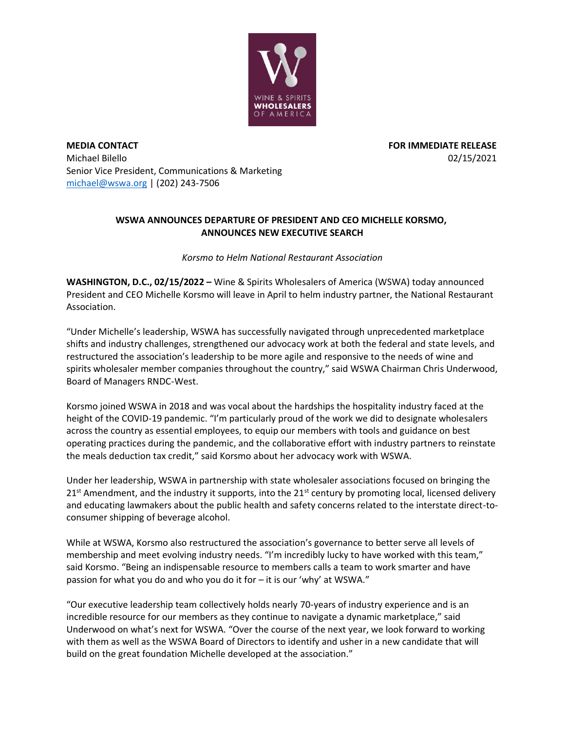**MEDIA CONTACT**
Michael Bilello
Senior Vice President, Communications & Marketing
michael@wswa.org | (202) 243-7506

**FOR IMMEDIATE RELEASE**
02/15/2021

**WSWA ANNOUNCES DEPARTURE OF PRESIDENT AND CEO MICHELLE KORSMO, ANNOUNCES NEW EXECUTIVE SEARCH**

*Korsmo to Helm National Restaurant Association*

**WASHINGTON, D.C., 02/15/2022 –** Wine & Spirits Wholesalers of America (WSWA) today announced President and CEO Michelle Korsmo will leave in April to helm industry partner, the National Restaurant Association.

"Under Michelle's leadership, WSWA has successfully navigated through unprecedented marketplace shifts and industry challenges, strengthened our advocacy work at both the federal and state levels, and restructured the association's leadership to be more agile and responsive to the needs of wine and spirits wholesaler member companies throughout the country," said WSWA Chairman Chris Underwood, Board of Managers RNDC-West.

Korsmo joined WSWA in 2018 and was vocal about the hardships the hospitality industry faced at the height of the COVID-19 pandemic. "I'm particularly proud of the work we did to designate wholesalers across the country as essential employees, to equip our members with tools and guidance on best operating practices during the pandemic, and the collaborative effort with industry partners to reinstate the meals deduction tax credit," said Korsmo about her advocacy work with WSWA.

Under her leadership, WSWA in partnership with state wholesaler associations focused on bringing the 21st Amendment, and the industry it supports, into the 21st century by promoting local, licensed delivery and educating lawmakers about the public health and safety concerns related to the interstate direct-to-consumer shipping of beverage alcohol.

While at WSWA, Korsmo also restructured the association's governance to better serve all levels of membership and meet evolving industry needs. "I'm incredibly lucky to have worked with this team," said Korsmo. "Being an indispensable resource to members calls a team to work smarter and have passion for what you do and who you do it for – it is our 'why' at WSWA."

"Our executive leadership team collectively holds nearly 70-years of industry experience and is an incredible resource for our members as they continue to navigate a dynamic marketplace," said Underwood on what's next for WSWA. "Over the course of the next year, we look forward to working with them as well as the WSWA Board of Directors to identify and usher in a new candidate that will build on the great foundation Michelle developed at the association."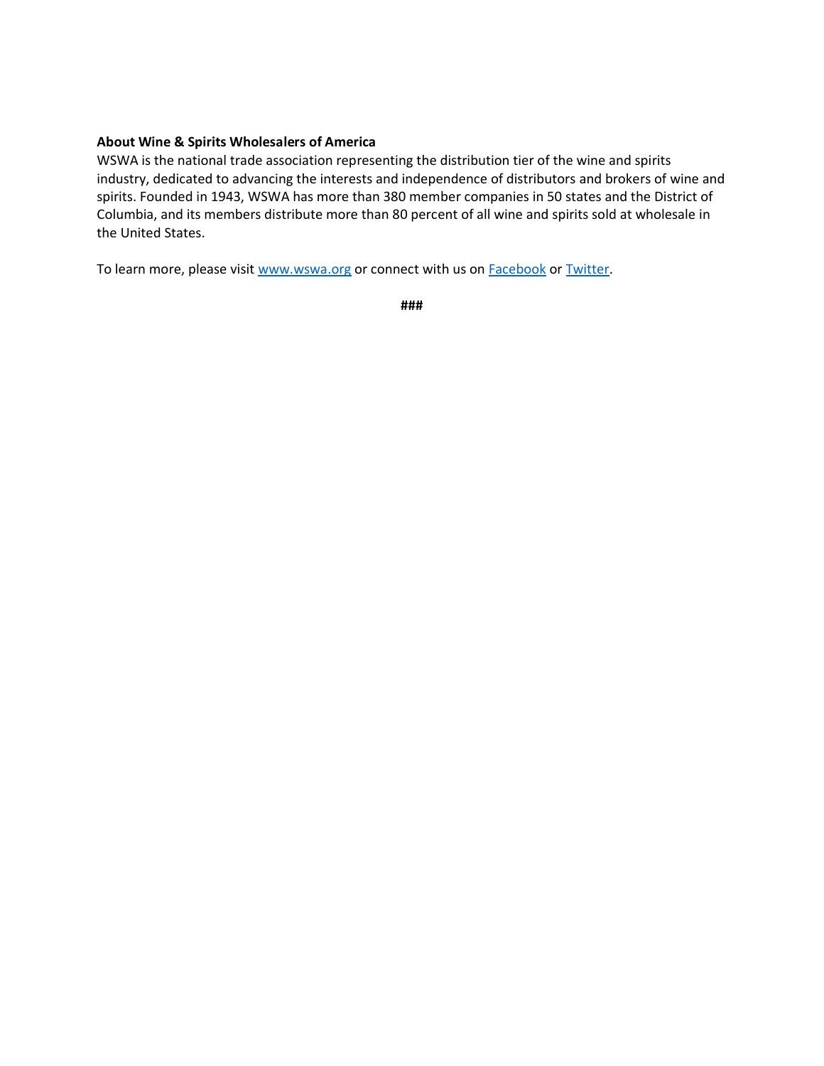**About Wine & Spirits Wholesalers of America**
WSWA is the national trade association representing the distribution tier of the wine and spirits industry, dedicated to advancing the interests and independence of distributors and brokers of wine and spirits. Founded in 1943, WSWA has more than 380 member companies in 50 states and the District of Columbia, and its members distribute more than 80 percent of all wine and spirits sold at wholesale in the United States.

To learn more, please visit www.wswa.org or connect with us on Facebook or Twitter.

###